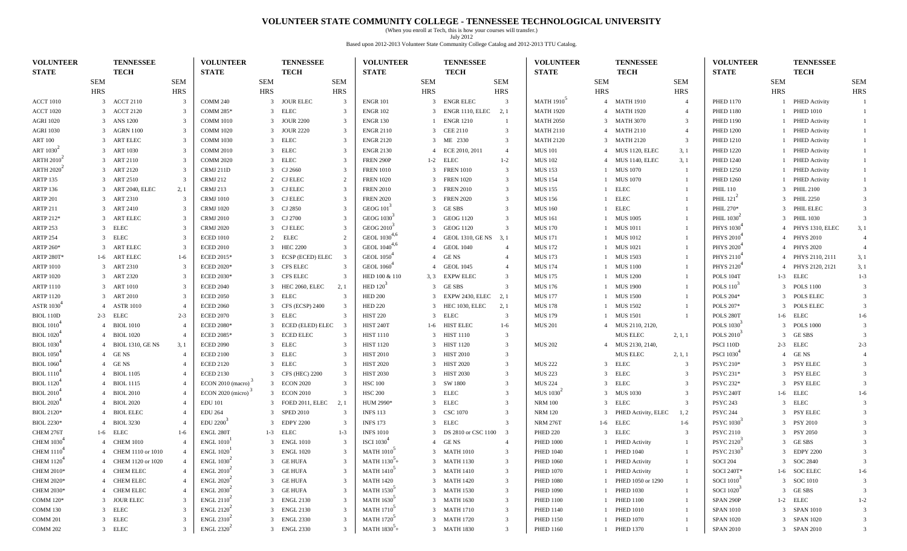# VOLUNTEER STATE COMMUNITY COLLEGE - TENNESSEE TECHNOLOGICAL UNIVERSITY

(When you enroll at Tech, this is how your courses will transfer.)

July 2012

Based upon 2012-2013 Volunteer State Community College Catalog and 2012-2013 TTU Catalog.

| VOLUNTEER STATE | SEM HRS | TENNESSEE TECH | SEM HRS |
|---|---|---|---|
| ACCT 1010 | 3 | ACCT 2110 | 3 |
| ACCT 1020 | 3 | ACCT 2120 | 3 |
| AGRI 1020 | 3 | ANS 1200 | 3 |
| AGRI 1030 | 3 | AGRN 1100 | 3 |
| ART 100 | 3 | ART ELEC | 3 |
| ART 1030[2] | 3 | ART 1030 | 3 |
| ARTH 2010[2] | 3 | ART 2110 | 3 |
| ARTH 2020[2] | 3 | ART 2120 | 3 |
| ARTP 135 | 3 | ART 2510 | 3 |
| ARTP 136 | 3 | ART 2040, ELEC | 2, 1 |
| ARTP 201 | 3 | ART 2310 | 3 |
| ARTP 211 | 3 | ART 2410 | 3 |
| ARTP 212* | 3 | ART ELEC | 3 |
| ARTP 253 | 3 | ELEC | 3 |
| ARTP 254 | 3 | ELEC | 3 |
| ARTP 260* | 3 | ART ELEC | 3 |
| ARTP 280T* | 1-6 | ART ELEC | 1-6 |
| ARTP 1010 | 3 | ART 2310 | 3 |
| ARTP 1020 | 3 | ART 2320 | 3 |
| ARTP 1110 | 3 | ART 1010 | 3 |
| ARTP 1120 | 3 | ART 2010 | 3 |
| ASTR 1030[4] | 4 | ASTR 1010 | 4 |
| BIOL 110D | 2-3 | ELEC | 2-3 |
| BIOL 1010[4] | 4 | BIOL 1010 | 4 |
| BIOL 1020[4] | 4 | BIOL 1020 | 4 |
| BIOL 1030[4] | 4 | BIOL 1310, GE NS | 3, 1 |
| BIOL 1050[4] | 4 | GE NS | 4 |
| BIOL 1060[4] | 4 | GE NS | 4 |
| BIOL 1110[4] | 4 | BIOL 1105 | 4 |
| BIOL 1120[4] | 4 | BIOL 1115 | 4 |
| BIOL 2010[4] | 4 | BIOL 2010 | 4 |
| BIOL 2020[4] | 4 | BIOL 2020 | 4 |
| BIOL 2120* | 4 | BIOL ELEC | 4 |
| BIOL 2230* | 4 | BIOL 3230 | 4 |
| CHEM 276T | 1-6 | ELEC | 1-6 |
| CHEM 1030[4] | 4 | CHEM 1010 | 4 |
| CHEM 1110[4] | 4 | CHEM 1110 or 1010 | 4 |
| CHEM 1120[4] | 4 | CHEM 1120 or 1020 | 4 |
| CHEM 2010* | 4 | CHEM ELEC | 4 |
| CHEM 2020* | 4 | CHEM ELEC | 4 |
| CHEM 2030* | 4 | CHEM ELEC | 4 |
| COMM 120* | 3 | JOUR ELEC | 3 |
| COMM 130 | 3 | ELEC | 3 |
| COMM 201 | 3 | ELEC | 3 |
| COMM 202 | 3 | ELEC | 3 |
| COMM 240 | 3 | JOUR ELEC | 3 |
| COMM 285* | 3 | ELEC | 3 |
| COMM 1010 | 3 | JOUR 2200 | 3 |
| COMM 1020 | 3 | JOUR 2220 | 3 |
| COMM 1030 | 3 | ELEC | 3 |
| COMM 2010 | 3 | ELEC | 3 |
| COMM 2020 | 3 | ELEC | 3 |
| CRMJ 211D | 3 | CJ 2660 | 3 |
| CRMJ 212 | 2 | CJ ELEC | 2 |
| CRMJ 213 | 3 | CJ ELEC | 3 |
| CRMJ 1010 | 3 | CJ ELEC | 3 |
| CRMJ 1020 | 3 | CJ 2850 | 3 |
| CRMJ 2010 | 3 | CJ 2700 | 3 |
| CRMJ 2020 | 3 | CJ ELEC | 3 |
| ECED 1010 | 2 | ELEC | 2 |
| ECED 2010 | 3 | HEC 2200 | 3 |
| ECED 2015* | 3 | ECSP (ECED) ELEC | 3 |
| ECED 2020* | 3 | CFS ELEC | 3 |
| ECED 2030* | 3 | CFS ELEC | 3 |
| ECED 2040 | 3 | HEC 2060, ELEC | 2, 1 |
| ECED 2050 | 3 | ELEC | 3 |
| ECED 2060 | 3 | CFS (ECSP) 2400 | 3 |
| ECED 2070 | 3 | ELEC | 3 |
| ECED 2080* | 3 | ECED (ELED) ELEC | 3 |
| ECED 2085* | 3 | ECED ELEC | 3 |
| ECED 2090 | 3 | ELEC | 3 |
| ECED 2100 | 3 | ELEC | 3 |
| ECED 2120 | 3 | ELEC | 3 |
| ECED 2130 | 3 | CFS (HEC) 2200 | 3 |
| ECON 2010 (macro)[3] | 3 | ECON 2020 | 3 |
| ECON 2020 (micro)[3] | 3 | ECON 2010 | 3 |
| EDU 101 | 3 | FOED 2011, ELEC | 2, 1 |
| EDU 264 | 3 | SPED 2010 | 3 |
| EDU 2200[3] | 3 | EDPY 2200 | 3 |
| ENGL 280T | 1-3 | ELEC | 1-3 |
| ENGL 1010[1] | 3 | ENGL 1010 | 3 |
| ENGL 1020[1] | 3 | ENGL 1020 | 3 |
| ENGL 1030[2] | 3 | GE HUFA | 3 |
| ENGL 2010[2] | 3 | GE HUFA | 3 |
| ENGL 2020[2] | 3 | GE HUFA | 3 |
| ENGL 2030[2] | 3 | GE HUFA | 3 |
| ENGL 2110[2] | 3 | ENGL 2130 | 3 |
| ENGL 2120[2] | 3 | ENGL 2130 | 3 |
| ENGL 2310[2] | 3 | ENGL 2330 | 3 |
| ENGL 2320[2] | 3 | ENGL 2330 | 3 |
| ENGR 101 | 3 | ENGR ELEC | 3 |
| ENGR 102 | 3 | ENGR 1110, ELEC | 2, 1 |
| ENGR 130 | 1 | ENGR 1210 | 1 |
| ENGR 2110 | 3 | CEE 2110 | 3 |
| ENGR 2120 | 3 | ME 2330 | 3 |
| ENGR 2130 | 4 | ECE 2010, 2011 | 4 |
| FREN 290P | 1-2 | ELEC | 1-2 |
| FREN 1010 | 3 | FREN 1010 | 3 |
| FREN 1020 | 3 | FREN 1020 | 3 |
| FREN 2010 | 3 | FREN 2010 | 3 |
| FREN 2020 | 3 | FREN 2020 | 3 |
| GEOG 101[3] | 3 | GE SBS | 3 |
| GEOG 1030[3] | 3 | GEOG 1120 | 3 |
| GEOG 2010[3] | 3 | GEOG 1120 | 3 |
| GEOL 1030[4,6] | 4 | GEOL 1310, GE NS | 3, 1 |
| GEOL 1040[4,6] | 4 | GEOL 1040 | 4 |
| GEOL 1050[4] | 4 | GE NS | 4 |
| GEOL 1060[4] | 4 | GEOL 1045 | 4 |
| HED 100 & 110 | 3, 3 | EXPW ELEC | 3 |
| HED 120[3] | 3 | GE SBS | 3 |
| HED 200 | 3 | EXPW 2430, ELEC | 2, 1 |
| HED 220 | 3 | HEC 1030, ELEC | 2, 1 |
| HIST 220 | 3 | ELEC | 3 |
| HIST 240T | 1-6 | HIST ELEC | 1-6 |
| HIST 1110 | 3 | HIST 1110 | 3 |
| HIST 1120 | 3 | HIST 1120 | 3 |
| HIST 2010 | 3 | HIST 2010 | 3 |
| HIST 2020 | 3 | HIST 2020 | 3 |
| HIST 2030 | 3 | HIST 2030 | 3 |
| HSC 100 | 3 | SW 1800 | 3 |
| HSC 200 | 3 | ELEC | 3 |
| HUM 2990* | 3 | ELEC | 3 |
| INFS 113 | 3 | CSC 1070 | 3 |
| INFS 173 | 3 | ELEC | 3 |
| INFS 1010 | 3 | DS 2810 or CSC 1100 | 3 |
| ISCI 1030[4] | 4 | GE NS | 4 |
| MATH 1010[5] | 3 | MATH 1010 | 3 |
| MATH 1130[5]+ | 3 | MATH 1130 | 3 |
| MATH 1410[5] | 3 | MATH 1410 | 3 |
| MATH 1420 | 3 | MATH 1420 | 3 |
| MATH 1530[5] | 3 | MATH 1530 | 3 |
| MATH 1630[5] | 3 | MATH 1630 | 3 |
| MATH 1710[5] | 3 | MATH 1710 | 3 |
| MATH 1720[5] | 3 | MATH 1720 | 3 |
| MATH 1830[5]+ | 3 | MATH 1830 | 3 |
| MATH 1910[5] | 4 | MATH 1910 | 4 |
| MATH 1920 | 4 | MATH 1920 | 4 |
| MATH 2050 | 3 | MATH 3070 | 3 |
| MATH 2110 | 4 | MATH 2110 | 4 |
| MATH 2120 | 3 | MATH 2120 | 3 |
| MUS 101 | 4 | MUS 1120, ELEC | 3, 1 |
| MUS 102 | 4 | MUS 1140, ELEC | 3, 1 |
| MUS 153 | 1 | MUS 1070 | 1 |
| MUS 154 | 1 | MUS 1070 | 1 |
| MUS 155 | 1 | ELEC | 1 |
| MUS 156 | 1 | ELEC | 1 |
| MUS 160 | 1 | ELEC | 1 |
| MUS 161 | 1 | MUS 1005 | 1 |
| MUS 170 | 1 | MUS 1011 | 1 |
| MUS 171 | 1 | MUS 1012 | 1 |
| MUS 172 | 1 | MUS 1021 | 1 |
| MUS 173 | 1 | MUS 1503 | 1 |
| MUS 174 | 1 | MUS 1100 | 1 |
| MUS 175 | 1 | MUS 1200 | 1 |
| MUS 176 | 1 | MUS 1900 | 1 |
| MUS 177 | 1 | MUS 1500 | 1 |
| MUS 178 | 1 | MUS 1502 | 1 |
| MUS 179 | 1 | MUS 1501 | 1 |
| MUS 201 | 4 | MUS 2110, 2120, MUS ELEC | 2, 1, 1 |
| MUS 202 | 4 | MUS 2130, 2140, MUS ELEC | 2, 1, 1 |
| MUS 222 | 3 | ELEC | 3 |
| MUS 223 | 3 | ELEC | 3 |
| MUS 224 | 3 | ELEC | 3 |
| MUS 1030[2] | 3 | MUS 1030 | 3 |
| NRM 100 | 3 | ELEC | 3 |
| NRM 120 | 3 | PHED Activity, ELEC | 1, 2 |
| NRM 276T | 1-6 | ELEC | 1-6 |
| PHED 220 | 3 | ELEC | 3 |
| PHED 1000 | 1 | PHED Activity | 1 |
| PHED 1040 | 1 | PHED 1040 | 1 |
| PHED 1060 | 1 | PHED Activity | 1 |
| PHED 1070 | 1 | PHED Activity | 1 |
| PHED 1080 | 1 | PHED 1050 or 1290 | 1 |
| PHED 1090 | 1 | PHED 1030 | 1 |
| PHED 1100 | 1 | PHED 1100 | 1 |
| PHED 1140 | 1 | PHED 1010 | 1 |
| PHED 1150 | 1 | PHED 1070 | 1 |
| PHED 1160 | 1 | PHED 1370 | 1 |
| PHED 1170 | 1 | PHED Activity | 1 |
| PHED 1180 | 1 | PHED 1010 | 1 |
| PHED 1190 | 1 | PHED Activity | 1 |
| PHED 1200 | 1 | PHED Activity | 1 |
| PHED 1210 | 1 | PHED Activity | 1 |
| PHED 1220 | 1 | PHED Activity | 1 |
| PHED 1240 | 1 | PHED Activity | 1 |
| PHED 1250 | 1 | PHED Activity | 1 |
| PHED 1260 | 1 | PHED Activity | 1 |
| PHIL 110 | 3 | PHIL 2100 | 3 |
| PHIL 121[2] | 3 | PHIL 2250 | 3 |
| PHIL 270* | 3 | PHIL ELEC | 3 |
| PHIL 1030[2] | 3 | PHIL 1030 | 3 |
| PHYS 1030[4] | 4 | PHYS 1310, ELEC | 3, 1 |
| PHYS 2010[4] | 4 | PHYS 2010 | 4 |
| PHYS 2020[4] | 4 | PHYS 2020 | 4 |
| PHYS 2110[4] | 4 | PHYS 2110, 2111 | 3, 1 |
| PHYS 2120[4] | 4 | PHYS 2120, 2121 | 3, 1 |
| POLS 104T | 1-3 | ELEC | 1-3 |
| POLS 110[3] | 3 | POLS 1100 | 3 |
| POLS 204* | 3 | POLS ELEC | 3 |
| POLS 207* | 3 | POLS ELEC | 3 |
| POLS 280T | 1-6 | ELEC | 1-6 |
| POLS 1030[3] | 3 | POLS 1000 | 3 |
| POLS 2010[3] | 3 | GE SBS | 3 |
| PSCI 110D | 2-3 | ELEC | 2-3 |
| PSCI 1030[4] | 4 | GE NS | 4 |
| PSYC 210* | 3 | PSY ELEC | 3 |
| PSYC 231* | 3 | PSY ELEC | 3 |
| PSYC 232* | 3 | PSY ELEC | 3 |
| PSYC 240T | 1-6 | ELEC | 1-6 |
| PSYC 243 | 3 | ELEC | 3 |
| PSYC 244 | 3 | PSY ELEC | 3 |
| PSYC 1030[3] | 3 | PSY 2010 | 3 |
| PSYC 2110 | 3 | PSY 2050 | 3 |
| PSYC 2120[3] | 3 | GE SBS | 3 |
| PSYC 2130[3] | 3 | EDPY 2200 | 3 |
| SOCI 204 | 3 | SOC 2840 | 3 |
| SOCI 240T* | 1-6 | SOC ELEC | 1-6 |
| SOCI 1010[3] | 3 | SOC 1010 | 3 |
| SOCI 1020[3] | 3 | GE SBS | 3 |
| SPAN 290P | 1-2 | ELEC | 1-2 |
| SPAN 1010 | 3 | SPAN 1010 | 3 |
| SPAN 1020 | 3 | SPAN 1020 | 3 |
| SPAN 2010 | 3 | SPAN 2010 | 3 |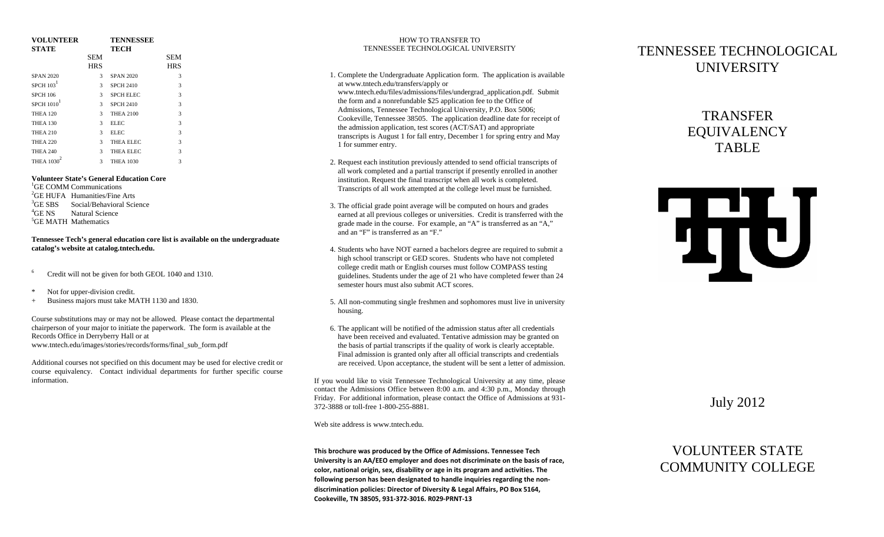| VOLUNTEER STATE | SEM HRS | TENNESSEE TECH | SEM HRS |
|---|---|---|---|
| SPAN 2020 | 3 | SPAN 2020 | 3 |
| SPCH 103[1] | 3 | SPCH 2410 | 3 |
| SPCH 106 | 3 | SPCH ELEC | 3 |
| SPCH 1010[1] | 3 | SPCH 2410 | 3 |
| THEA 120 | 3 | THEA 2100 | 3 |
| THEA 130 | 3 | ELEC | 3 |
| THEA 210 | 3 | ELEC | 3 |
| THEA 220 | 3 | THEA ELEC | 3 |
| THEA 240 | 3 | THEA ELEC | 3 |
| THEA 1030[2] | 3 | THEA 1030 | 3 |

**Volunteer State's General Education Core**

[1]GE COMM Communications
[2]GE HUFA Humanities/Fine Arts
[3]GE SBS Social/Behavioral Science
[4]GE NS Natural Science
[5]GE MATH Mathematics

**Tennessee Tech's general education core list is available on the undergraduate catalog's website at catalog.tntech.edu.**

[6] Credit will not be given for both GEOL 1040 and 1310.

\* Not for upper-division credit.

\+ Business majors must take MATH 1130 and 1830.

Course substitutions may or may not be allowed. Please contact the departmental chairperson of your major to initiate the paperwork. The form is available at the Records Office in Derryberry Hall or at www.tntech.edu/images/stories/records/forms/final_sub_form.pdf

Additional courses not specified on this document may be used for elective credit or course equivalency. Contact individual departments for further specific course information.

## HOW TO TRANSFER TO TENNESSEE TECHNOLOGICAL UNIVERSITY

1. Complete the Undergraduate Application form. The application is available at www.tntech.edu/transfers/apply or www.tntech.edu/files/admissions/files/undergrad_application.pdf. Submit the form and a nonrefundable $25 application fee to the Office of Admissions, Tennessee Technological University, P.O. Box 5006; Cookeville, Tennessee 38505. The application deadline date for receipt of the admission application, test scores (ACT/SAT) and appropriate transcripts is August 1 for fall entry, December 1 for spring entry and May 1 for summer entry.
2. Request each institution previously attended to send official transcripts of all work completed and a partial transcript if presently enrolled in another institution. Request the final transcript when all work is completed. Transcripts of all work attempted at the college level must be furnished.
3. The official grade point average will be computed on hours and grades earned at all previous colleges or universities. Credit is transferred with the grade made in the course. For example, an "A" is transferred as an "A," and an "F" is transferred as an "F."
4. Students who have NOT earned a bachelors degree are required to submit a high school transcript or GED scores. Students who have not completed college credit math or English courses must follow COMPASS testing guidelines. Students under the age of 21 who have completed fewer than 24 semester hours must also submit ACT scores.
5. All non-commuting single freshmen and sophomores must live in university housing.
6. The applicant will be notified of the admission status after all credentials have been received and evaluated. Tentative admission may be granted on the basis of partial transcripts if the quality of work is clearly acceptable. Final admission is granted only after all official transcripts and credentials are received. Upon acceptance, the student will be sent a letter of admission.

If you would like to visit Tennessee Technological University at any time, please contact the Admissions Office between 8:00 a.m. and 4:30 p.m., Monday through Friday. For additional information, please contact the Office of Admissions at 931-372-3888 or toll-free 1-800-255-8881.

Web site address is www.tntech.edu.

**This brochure was produced by the Office of Admissions. Tennessee Tech University is an AA/EEO employer and does not discriminate on the basis of race, color, national origin, sex, disability or age in its program and activities. The following person has been designated to handle inquiries regarding the non-discrimination policies: Director of Diversity & Legal Affairs, PO Box 5164, Cookeville, TN 38505, 931-372-3016. R029-PRNT-13**

# TENNESSEE TECHNOLOGICAL UNIVERSITY

# TRANSFER EQUIVALENCY TABLE

TTU

July 2012

VOLUNTEER STATE COMMUNITY COLLEGE